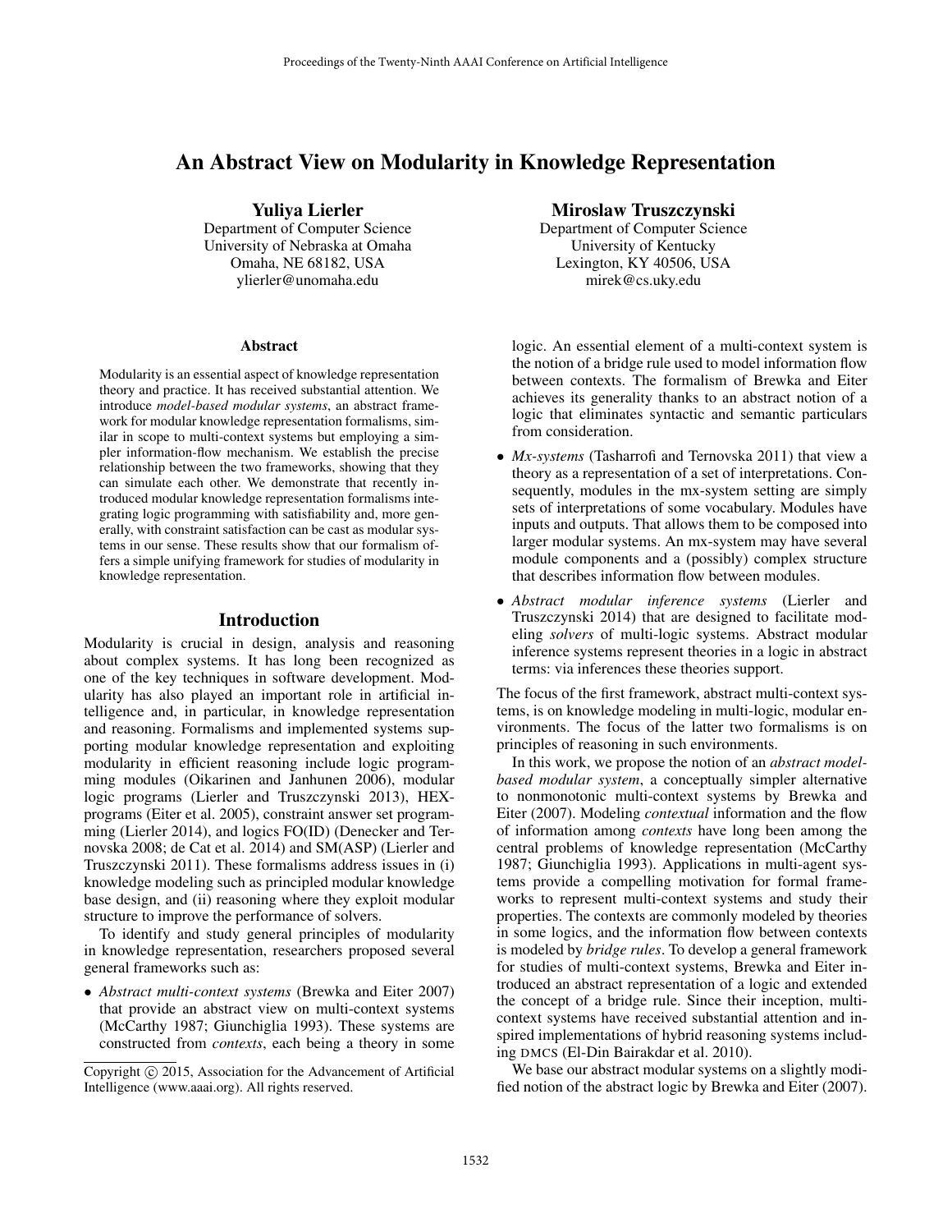# An Abstract View on Modularity in Knowledge Representation

**Yuliya Lierler**
Department of Computer Science
University of Nebraska at Omaha
Omaha, NE 68182, USA
ylierler@unomaha.edu

**Miroslaw Truszczynski**
Department of Computer Science
University of Kentucky
Lexington, KY 40506, USA
mirek@cs.uky.edu

## Abstract

Modularity is an essential aspect of knowledge representation theory and practice. It has received substantial attention. We introduce *model-based modular systems*, an abstract framework for modular knowledge representation formalisms, similar in scope to multi-context systems but employing a simpler information-flow mechanism. We establish the precise relationship between the two frameworks, showing that they can simulate each other. We demonstrate that recently introduced modular knowledge representation formalisms integrating logic programming with satisfiability and, more generally, with constraint satisfaction can be cast as modular systems in our sense. These results show that our formalism offers a simple unifying framework for studies of modularity in knowledge representation.

## Introduction

Modularity is crucial in design, analysis and reasoning about complex systems. It has long been recognized as one of the key techniques in software development. Modularity has also played an important role in artificial intelligence and, in particular, in knowledge representation and reasoning. Formalisms and implemented systems supporting modular knowledge representation and exploiting modularity in efficient reasoning include logic programming modules (Oikarinen and Janhunen 2006), modular logic programs (Lierler and Truszczynski 2013), HEX-programs (Eiter et al. 2005), constraint answer set programming (Lierler 2014), and logics FO(ID) (Denecker and Ternovska 2008; de Cat et al. 2014) and SM(ASP) (Lierler and Truszczynski 2011). These formalisms address issues in (i) knowledge modeling such as principled modular knowledge base design, and (ii) reasoning where they exploit modular structure to improve the performance of solvers.

To identify and study general principles of modularity in knowledge representation, researchers proposed several general frameworks such as:

- *Abstract multi-context systems* (Brewka and Eiter 2007) that provide an abstract view on multi-context systems (McCarthy 1987; Giunchiglia 1993). These systems are constructed from *contexts*, each being a theory in some logic. An essential element of a multi-context system is the notion of a bridge rule used to model information flow between contexts. The formalism of Brewka and Eiter achieves its generality thanks to an abstract notion of a logic that eliminates syntactic and semantic particulars from consideration.
- *Mx-systems* (Tasharrofi and Ternovska 2011) that view a theory as a representation of a set of interpretations. Consequently, modules in the mx-system setting are simply sets of interpretations of some vocabulary. Modules have inputs and outputs. That allows them to be composed into larger modular systems. An mx-system may have several module components and a (possibly) complex structure that describes information flow between modules.
- *Abstract modular inference systems* (Lierler and Truszczynski 2014) that are designed to facilitate modeling *solvers* of multi-logic systems. Abstract modular inference systems represent theories in a logic in abstract terms: via inferences these theories support.

The focus of the first framework, abstract multi-context systems, is on knowledge modeling in multi-logic, modular environments. The focus of the latter two formalisms is on principles of reasoning in such environments.

In this work, we propose the notion of an *abstract model-based modular system*, a conceptually simpler alternative to nonmonotonic multi-context systems by Brewka and Eiter (2007). Modeling *contextual* information and the flow of information among *contexts* have long been among the central problems of knowledge representation (McCarthy 1987; Giunchiglia 1993). Applications in multi-agent systems provide a compelling motivation for formal frameworks to represent multi-context systems and study their properties. The contexts are commonly modeled by theories in some logics, and the information flow between contexts is modeled by *bridge rules*. To develop a general framework for studies of multi-context systems, Brewka and Eiter introduced an abstract representation of a logic and extended the concept of a bridge rule. Since their inception, multi-context systems have received substantial attention and inspired implementations of hybrid reasoning systems including DMCS (El-Din Bairakdar et al. 2010).

We base our abstract modular systems on a slightly modified notion of the abstract logic by Brewka and Eiter (2007).

Copyright © 2015, Association for the Advancement of Artificial Intelligence (www.aaai.org). All rights reserved.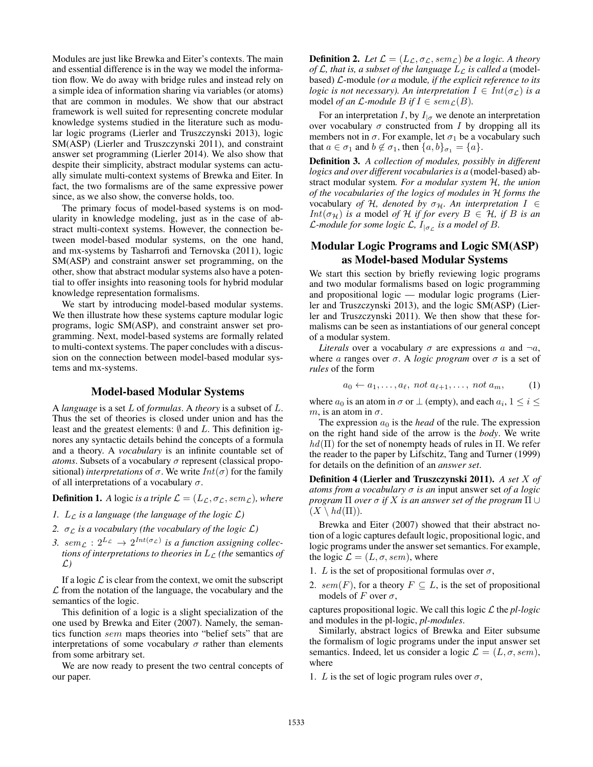Modules are just like Brewka and Eiter's contexts. The main and essential difference is in the way we model the information flow. We do away with bridge rules and instead rely on a simple idea of information sharing via variables (or atoms) that are common in modules. We show that our abstract framework is well suited for representing concrete modular knowledge systems studied in the literature such as modular logic programs (Lierler and Truszczynski 2013), logic SM(ASP) (Lierler and Truszczynski 2011), and constraint answer set programming (Lierler 2014). We also show that despite their simplicity, abstract modular systems can actually simulate multi-context systems of Brewka and Eiter. In fact, the two formalisms are of the same expressive power since, as we also show, the converse holds, too.

The primary focus of model-based systems is on modularity in knowledge modeling, just as in the case of abstract multi-context systems. However, the connection between model-based modular systems, on the one hand, and mx-systems by Tasharrofi and Ternovska (2011), logic SM(ASP) and constraint answer set programming, on the other, show that abstract modular systems also have a potential to offer insights into reasoning tools for hybrid modular knowledge representation formalisms.

We start by introducing model-based modular systems. We then illustrate how these systems capture modular logic programs, logic SM(ASP), and constraint answer set programming. Next, model-based systems are formally related to multi-context systems. The paper concludes with a discussion on the connection between model-based modular systems and mx-systems.

## Model-based Modular Systems

A *language* is a set $L$ of *formulas*. A *theory* is a subset of $L$. Thus the set of theories is closed under union and has the least and the greatest elements: $\emptyset$ and $L$. This definition ignores any syntactic details behind the concepts of a formula and a theory. A *vocabulary* is an infinite countable set of *atoms*. Subsets of a vocabulary $\sigma$ represent (classical propositional) *interpretations* of $\sigma$. We write $Int(\sigma)$ for the family of all interpretations of a vocabulary $\sigma$.

**Definition 1.** *A* logic *is a triple* $\mathcal{L} = (L_\mathcal{L}, \sigma_\mathcal{L}, sem_\mathcal{L})$*, where*

1. $L_\mathcal{L}$ *is a language (the language of the logic* $\mathcal{L}$*)*
2. $\sigma_\mathcal{L}$ *is a vocabulary (the vocabulary of the logic* $\mathcal{L}$*)*
3. $sem_\mathcal{L} : 2^{L_\mathcal{L}} \rightarrow 2^{Int(\sigma_\mathcal{L})}$ *is a function assigning collections of interpretations to theories in* $L_\mathcal{L}$ *(the* semantics *of* $\mathcal{L}$*)*

If a logic $\mathcal{L}$ is clear from the context, we omit the subscript $\mathcal{L}$ from the notation of the language, the vocabulary and the semantics of the logic.

This definition of a logic is a slight specialization of the one used by Brewka and Eiter (2007). Namely, the semantics function $sem$ maps theories into "belief sets" that are interpretations of some vocabulary $\sigma$ rather than elements from some arbitrary set.

We are now ready to present the two central concepts of our paper.

**Definition 2.** *Let* $\mathcal{L} = (L_\mathcal{L}, \sigma_\mathcal{L}, sem_\mathcal{L})$ *be a logic. A theory of* $\mathcal{L}$*, that is, a subset of the language* $L_\mathcal{L}$ *is called a* (model-based) $\mathcal{L}$-module *(or a* module*, if the explicit reference to its logic is not necessary). An interpretation* $I \in Int(\sigma_\mathcal{L})$ *is a* model *of an* $\mathcal{L}$*-module* $B$ *if* $I \in sem_\mathcal{L}(B)$*.*

For an interpretation $I$, by $I_{|\sigma}$ we denote an interpretation over vocabulary $\sigma$ constructed from $I$ by dropping all its members not in $\sigma$. For example, let $\sigma_1$ be a vocabulary such that $a \in \sigma_1$ and $b \notin \sigma_1$, then $\{a, b\}_{\sigma_1} = \{a\}$.

**Definition 3.** *A collection of modules, possibly in different logics and over different vocabularies is a* (model-based) abstract modular system*. For a modular system* $\mathcal{H}$*, the union of the vocabularies of the logics of modules in* $\mathcal{H}$ *forms the* vocabulary *of* $\mathcal{H}$*, denoted by* $\sigma_\mathcal{H}$*. An interpretation* $I \in Int(\sigma_\mathcal{H})$ *is a* model *of* $\mathcal{H}$ *if for every* $B \in \mathcal{H}$*, if* $B$ *is an* $\mathcal{L}$*-module for some logic* $\mathcal{L}$*,* $I_{|\sigma_\mathcal{L}}$ *is a model of* $B$*.*

## Modular Logic Programs and Logic SM(ASP) as Model-based Modular Systems

We start this section by briefly reviewing logic programs and two modular formalisms based on logic programming and propositional logic — modular logic programs (Lierler and Truszczynski 2013), and the logic SM(ASP) (Lierler and Truszczynski 2011). We then show that these formalisms can be seen as instantiations of our general concept of a modular system.

*Literals* over a vocabulary $\sigma$ are expressions $a$ and $\neg a$, where $a$ ranges over $\sigma$. A *logic program* over $\sigma$ is a set of *rules* of the form

$$a_0 \leftarrow a_1, \ldots, a_\ell,\ not\ a_{\ell+1}, \ldots,\ not\ a_m, \qquad (1)$$

where $a_0$ is an atom in $\sigma$ or $\perp$ (empty), and each $a_i$, $1 \leq i \leq m$, is an atom in $\sigma$.

The expression $a_0$ is the *head* of the rule. The expression on the right hand side of the arrow is the *body*. We write $hd(\Pi)$ for the set of nonempty heads of rules in $\Pi$. We refer the reader to the paper by Lifschitz, Tang and Turner (1999) for details on the definition of an *answer set*.

**Definition 4 (Lierler and Truszczynski 2011).** *A set* $X$ *of atoms from a vocabulary* $\sigma$ *is an* input answer set *of a logic program* $\Pi$ *over* $\sigma$ *if* $X$ *is an answer set of the program* $\Pi \cup (X \setminus hd(\Pi))$*.*

Brewka and Eiter (2007) showed that their abstract notion of a logic captures default logic, propositional logic, and logic programs under the answer set semantics. For example, the logic $\mathcal{L} = (L, \sigma, sem)$, where

1. $L$ is the set of propositional formulas over $\sigma$,
2. $sem(F)$, for a theory $F \subseteq L$, is the set of propositional models of $F$ over $\sigma$,

captures propositional logic. We call this logic $\mathcal{L}$ the *pl-logic* and modules in the pl-logic, *pl-modules*.

Similarly, abstract logics of Brewka and Eiter subsume the formalism of logic programs under the input answer set semantics. Indeed, let us consider a logic $\mathcal{L} = (L, \sigma, sem)$, where

1. $L$ is the set of logic program rules over $\sigma$,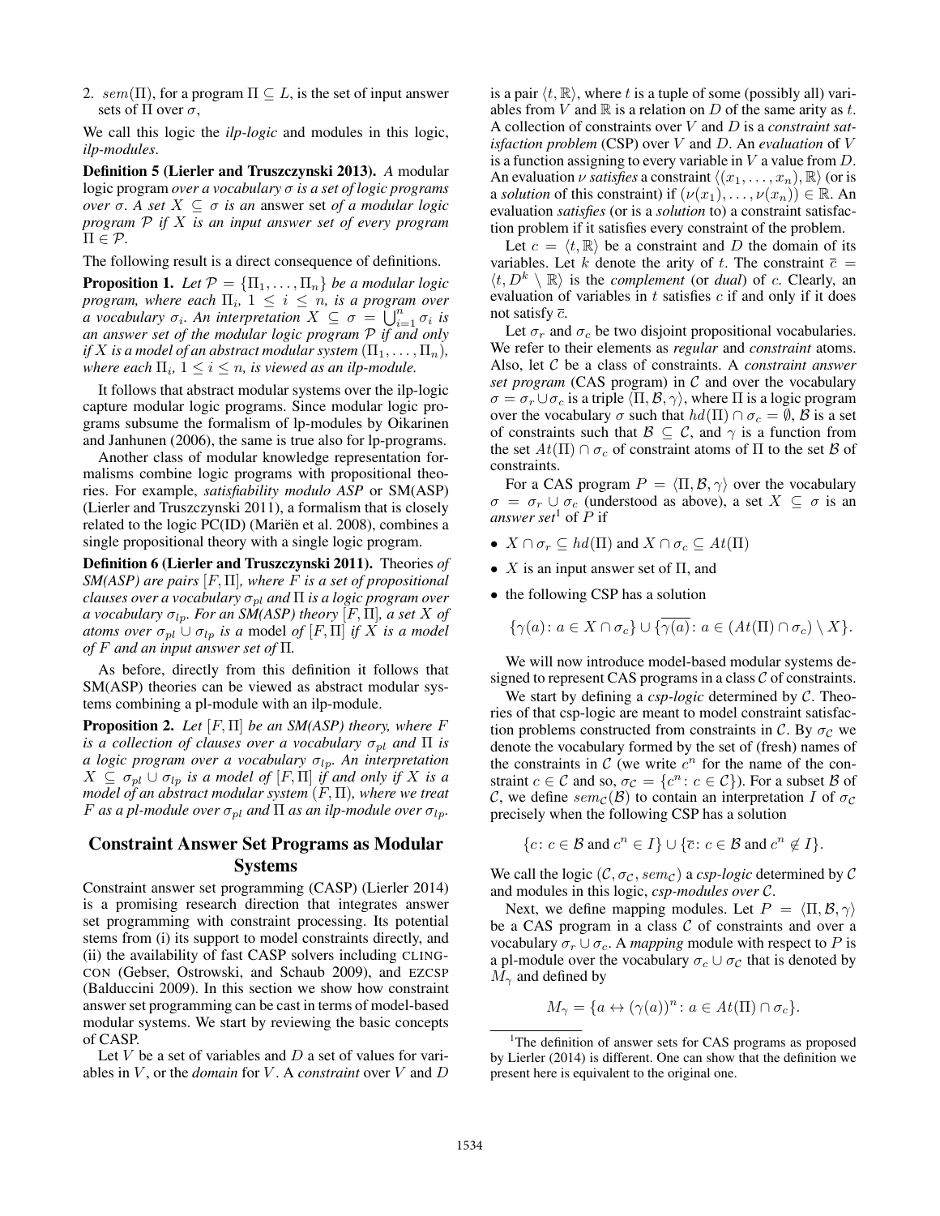2. $sem(\Pi)$, for a program $\Pi \subseteq L$, is the set of input answer sets of $\Pi$ over $\sigma$,

We call this logic the *ilp-logic* and modules in this logic, *ilp-modules*.

**Definition 5 (Lierler and Truszczynski 2013).** *A* modular logic program *over a vocabulary $\sigma$ is a set of logic programs over $\sigma$. A set $X \subseteq \sigma$ is an* answer set *of a modular logic program $\mathcal{P}$ if $X$ is an input answer set of every program $\Pi \in \mathcal{P}$.*

The following result is a direct consequence of definitions.

**Proposition 1.** *Let $\mathcal{P} = \{\Pi_1, \ldots, \Pi_n\}$ be a modular logic program, where each $\Pi_i$, $1 \leq i \leq n$, is a program over a vocabulary $\sigma_i$. An interpretation $X \subseteq \sigma = \bigcup_{i=1}^{n} \sigma_i$ is an answer set of the modular logic program $\mathcal{P}$ if and only if $X$ is a model of an abstract modular system $(\Pi_1, \ldots, \Pi_n)$, where each $\Pi_i$, $1 \leq i \leq n$, is viewed as an ilp-module.*

It follows that abstract modular systems over the ilp-logic capture modular logic programs. Since modular logic programs subsume the formalism of lp-modules by Oikarinen and Janhunen (2006), the same is true also for lp-programs.

Another class of modular knowledge representation formalisms combine logic programs with propositional theories. For example, *satisfiability modulo ASP* or SM(ASP) (Lierler and Truszczynski 2011), a formalism that is closely related to the logic PC(ID) (Mariën et al. 2008), combines a single propositional theory with a single logic program.

**Definition 6 (Lierler and Truszczynski 2011).** Theories *of SM(ASP) are pairs $[F, \Pi]$, where $F$ is a set of propositional clauses over a vocabulary $\sigma_{pl}$ and $\Pi$ is a logic program over a vocabulary $\sigma_{lp}$. For an SM(ASP) theory $[F, \Pi]$, a set $X$ of atoms over $\sigma_{pl} \cup \sigma_{lp}$ is a* model *of $[F, \Pi]$ if $X$ is a model of $F$ and an input answer set of $\Pi$.*

As before, directly from this definition it follows that SM(ASP) theories can be viewed as abstract modular systems combining a pl-module with an ilp-module.

**Proposition 2.** *Let $[F, \Pi]$ be an SM(ASP) theory, where $F$ is a collection of clauses over a vocabulary $\sigma_{pl}$ and $\Pi$ is a logic program over a vocabulary $\sigma_{lp}$. An interpretation $X \subseteq \sigma_{pl} \cup \sigma_{lp}$ is a model of $[F, \Pi]$ if and only if $X$ is a model of an abstract modular system $(F, \Pi)$, where we treat $F$ as a pl-module over $\sigma_{pl}$ and $\Pi$ as an ilp-module over $\sigma_{lp}$.*

## Constraint Answer Set Programs as Modular Systems

Constraint answer set programming (CASP) (Lierler 2014) is a promising research direction that integrates answer set programming with constraint processing. Its potential stems from (i) its support to model constraints directly, and (ii) the availability of fast CASP solvers including CLINGCON (Gebser, Ostrowski, and Schaub 2009), and EZCSP (Balduccini 2009). In this section we show how constraint answer set programming can be cast in terms of model-based modular systems. We start by reviewing the basic concepts of CASP.

Let $V$ be a set of variables and $D$ a set of values for variables in $V$, or the *domain* for $V$. A *constraint* over $V$ and $D$ is a pair $\langle t, \mathbb{R} \rangle$, where $t$ is a tuple of some (possibly all) variables from $V$ and $\mathbb{R}$ is a relation on $D$ of the same arity as $t$. A collection of constraints over $V$ and $D$ is a *constraint satisfaction problem* (CSP) over $V$ and $D$. An *evaluation* of $V$ is a function assigning to every variable in $V$ a value from $D$. An evaluation $\nu$ *satisfies* a constraint $\langle (x_1, \ldots, x_n), \mathbb{R} \rangle$ (or is a *solution* of this constraint) if $(\nu(x_1), \ldots, \nu(x_n)) \in \mathbb{R}$. An evaluation *satisfies* (or is a *solution* to) a constraint satisfaction problem if it satisfies every constraint of the problem.

Let $c = \langle t, \mathbb{R} \rangle$ be a constraint and $D$ the domain of its variables. Let $k$ denote the arity of $t$. The constraint $\overline{c} = \langle t, D^k \setminus \mathbb{R} \rangle$ is the *complement* (or *dual*) of $c$. Clearly, an evaluation of variables in $t$ satisfies $c$ if and only if it does not satisfy $\overline{c}$.

Let $\sigma_r$ and $\sigma_c$ be two disjoint propositional vocabularies. We refer to their elements as *regular* and *constraint* atoms. Also, let $\mathcal{C}$ be a class of constraints. A *constraint answer set program* (CAS program) in $\mathcal{C}$ and over the vocabulary $\sigma = \sigma_r \cup \sigma_c$ is a triple $\langle \Pi, \mathcal{B}, \gamma \rangle$, where $\Pi$ is a logic program over the vocabulary $\sigma$ such that $hd(\Pi) \cap \sigma_c = \emptyset$, $\mathcal{B}$ is a set of constraints such that $\mathcal{B} \subseteq \mathcal{C}$, and $\gamma$ is a function from the set $At(\Pi) \cap \sigma_c$ of constraint atoms of $\Pi$ to the set $\mathcal{B}$ of constraints.

For a CAS program $P = \langle \Pi, \mathcal{B}, \gamma \rangle$ over the vocabulary $\sigma = \sigma_r \cup \sigma_c$ (understood as above), a set $X \subseteq \sigma$ is an *answer set*[1] of $P$ if

- $X \cap \sigma_r \subseteq hd(\Pi)$ and $X \cap \sigma_c \subseteq At(\Pi)$
- $X$ is an input answer set of $\Pi$, and
- the following CSP has a solution

$$\{\gamma(a) \colon a \in X \cap \sigma_c\} \cup \{\overline{\gamma(a)} \colon a \in (At(\Pi) \cap \sigma_c) \setminus X\}.$$

We will now introduce model-based modular systems designed to represent CAS programs in a class $\mathcal{C}$ of constraints.

We start by defining a *csp-logic* determined by $\mathcal{C}$. Theories of that csp-logic are meant to model constraint satisfaction problems constructed from constraints in $\mathcal{C}$. By $\sigma_{\mathcal{C}}$ we denote the vocabulary formed by the set of (fresh) names of the constraints in $\mathcal{C}$ (we write $c^n$ for the name of the constraint $c \in \mathcal{C}$ and so, $\sigma_{\mathcal{C}} = \{c^n \colon c \in \mathcal{C}\}$). For a subset $\mathcal{B}$ of $\mathcal{C}$, we define $sem_{\mathcal{C}}(\mathcal{B})$ to contain an interpretation $I$ of $\sigma_{\mathcal{C}}$ precisely when the following CSP has a solution

$$\{c \colon c \in \mathcal{B} \text{ and } c^n \in I\} \cup \{\overline{c} \colon c \in \mathcal{B} \text{ and } c^n \notin I\}.$$

We call the logic $(\mathcal{C}, \sigma_{\mathcal{C}}, sem_{\mathcal{C}})$ a *csp-logic* determined by $\mathcal{C}$ and modules in this logic, *csp-modules over $\mathcal{C}$*.

Next, we define mapping modules. Let $P = \langle \Pi, \mathcal{B}, \gamma \rangle$ be a CAS program in a class $\mathcal{C}$ of constraints and over a vocabulary $\sigma_r \cup \sigma_c$. A *mapping* module with respect to $P$ is a pl-module over the vocabulary $\sigma_c \cup \sigma_{\mathcal{C}}$ that is denoted by $M_\gamma$ and defined by

$$M_\gamma = \{a \leftrightarrow (\gamma(a))^n \colon a \in At(\Pi) \cap \sigma_c\}.$$

[1]The definition of answer sets for CAS programs as proposed by Lierler (2014) is different. One can show that the definition we present here is equivalent to the original one.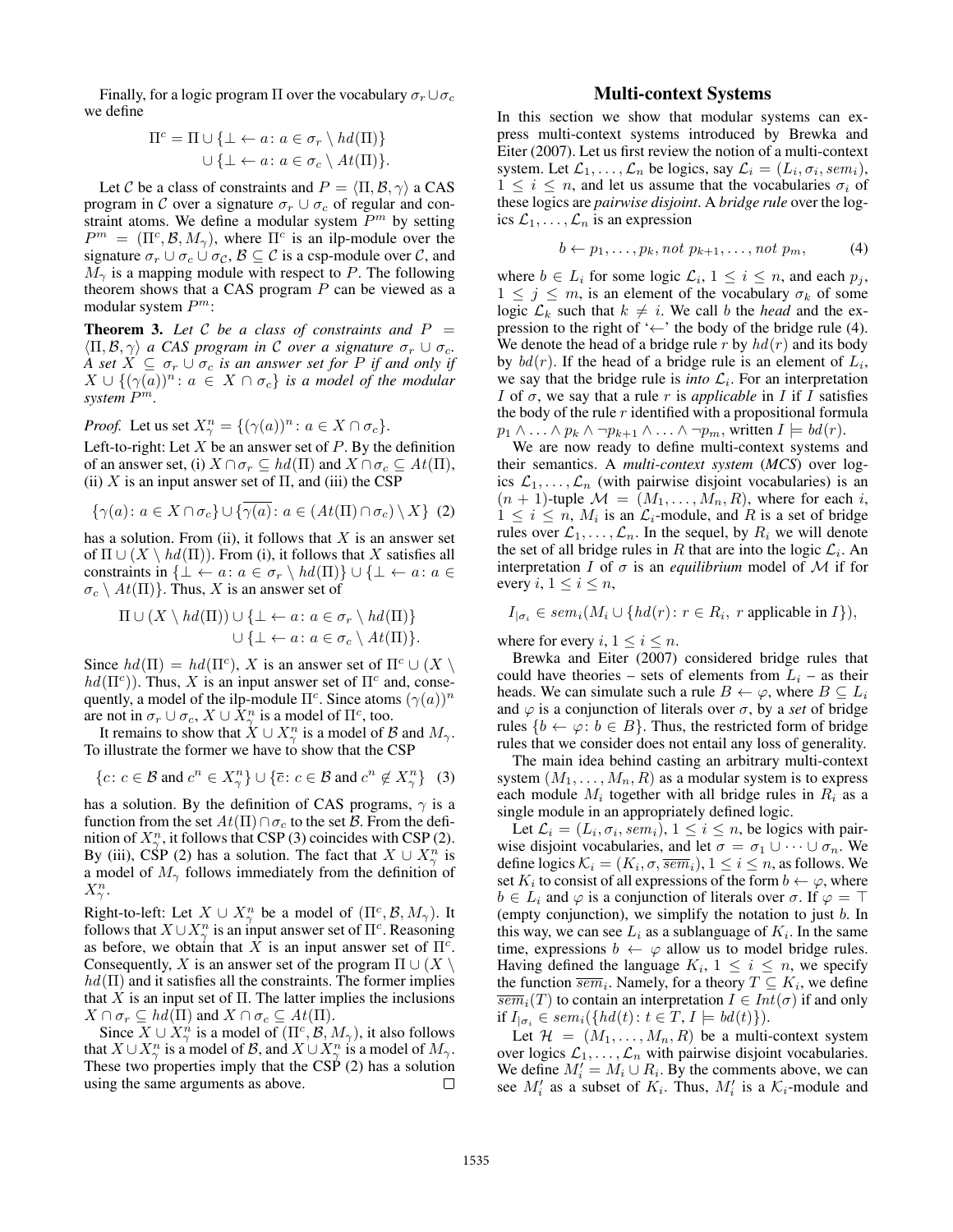Finally, for a logic program $\Pi$ over the vocabulary $\sigma_r \cup \sigma_c$ we define

$$\Pi^c = \Pi \cup \{\bot \leftarrow a\colon a \in \sigma_r \setminus hd(\Pi)\} \cup \{\bot \leftarrow a\colon a \in \sigma_c \setminus At(\Pi)\}.$$

Let $\mathcal{C}$ be a class of constraints and $P = \langle \Pi, \mathcal{B}, \gamma \rangle$ a CAS program in $\mathcal{C}$ over a signature $\sigma_r \cup \sigma_c$ of regular and constraint atoms. We define a modular system $P^m$ by setting $P^m = (\Pi^c, \mathcal{B}, M_\gamma)$, where $\Pi^c$ is an ilp-module over the signature $\sigma_r \cup \sigma_c \cup \sigma_{\mathcal{C}}$, $\mathcal{B} \subseteq \mathcal{C}$ is a csp-module over $\mathcal{C}$, and $M_\gamma$ is a mapping module with respect to $P$. The following theorem shows that a CAS program $P$ can be viewed as a modular system $P^m$:

**Theorem 3.** *Let $\mathcal{C}$ be a class of constraints and $P = \langle \Pi, \mathcal{B}, \gamma \rangle$ a CAS program in $\mathcal{C}$ over a signature $\sigma_r \cup \sigma_c$. A set $X \subseteq \sigma_r \cup \sigma_c$ is an answer set for $P$ if and only if $X \cup \{(\gamma(a))^n\colon a \in X \cap \sigma_c\}$ is a model of the modular system $P^m$.*

*Proof.* Let us set $X^n_\gamma = \{(\gamma(a))^n\colon a \in X \cap \sigma_c\}$.

Left-to-right: Let $X$ be an answer set of $P$. By the definition of an answer set, (i) $X \cap \sigma_r \subseteq hd(\Pi)$ and $X \cap \sigma_c \subseteq At(\Pi)$, (ii) $X$ is an input answer set of $\Pi$, and (iii) the CSP

$$\{\gamma(a)\colon a \in X \cap \sigma_c\} \cup \{\overline{\gamma(a)}\colon a \in (At(\Pi) \cap \sigma_c) \setminus X\} \quad (2)$$

has a solution. From (ii), it follows that $X$ is an answer set of $\Pi \cup (X \setminus hd(\Pi))$. From (i), it follows that $X$ satisfies all constraints in $\{\bot \leftarrow a\colon a \in \sigma_r \setminus hd(\Pi)\} \cup \{\bot \leftarrow a\colon a \in \sigma_c \setminus At(\Pi)\}$. Thus, $X$ is an answer set of

$$\Pi \cup (X \setminus hd(\Pi)) \cup \{\bot \leftarrow a\colon a \in \sigma_r \setminus hd(\Pi)\} \cup \{\bot \leftarrow a\colon a \in \sigma_c \setminus At(\Pi)\}.$$

Since $hd(\Pi) = hd(\Pi^c)$, $X$ is an answer set of $\Pi^c \cup (X \setminus hd(\Pi^c))$. Thus, $X$ is an input answer set of $\Pi^c$ and, consequently, a model of the ilp-module $\Pi^c$. Since atoms $(\gamma(a))^n$ are not in $\sigma_r \cup \sigma_c$, $X \cup X^n_\gamma$ is a model of $\Pi^c$, too.

It remains to show that $X \cup X^n_\gamma$ is a model of $\mathcal{B}$ and $M_\gamma$. To illustrate the former we have to show that the CSP

$$\{c\colon c \in \mathcal{B} \text{ and } c^n \in X^n_\gamma\} \cup \{\overline{c}\colon c \in \mathcal{B} \text{ and } c^n \notin X^n_\gamma\} \quad (3)$$

has a solution. By the definition of CAS programs, $\gamma$ is a function from the set $At(\Pi) \cap \sigma_c$ to the set $\mathcal{B}$. From the definition of $X^n_\gamma$, it follows that CSP (3) coincides with CSP (2). By (iii), CSP (2) has a solution. The fact that $X \cup X^n_\gamma$ is a model of $M_\gamma$ follows immediately from the definition of $X^n_\gamma$.

Right-to-left: Let $X \cup X^n_\gamma$ be a model of $(\Pi^c, \mathcal{B}, M_\gamma)$. It follows that $X \cup X^n_\gamma$ is an input answer set of $\Pi^c$. Reasoning as before, we obtain that $X$ is an input answer set of $\Pi^c$. Consequently, $X$ is an answer set of the program $\Pi \cup (X \setminus hd(\Pi))$ and it satisfies all the constraints. The former implies that $X$ is an input set of $\Pi$. The latter implies the inclusions $X \cap \sigma_r \subseteq hd(\Pi)$ and $X \cap \sigma_c \subseteq At(\Pi)$.

Since $X \cup X^n_\gamma$ is a model of $(\Pi^c, \mathcal{B}, M_\gamma)$, it also follows that $X \cup X^n_\gamma$ is a model of $\mathcal{B}$, and $X \cup X^n_\gamma$ is a model of $M_\gamma$. These two properties imply that the CSP (2) has a solution using the same arguments as above. ☐

## Multi-context Systems

In this section we show that modular systems can express multi-context systems introduced by Brewka and Eiter (2007). Let us first review the notion of a multi-context system. Let $\mathcal{L}_1, \dots, \mathcal{L}_n$ be logics, say $\mathcal{L}_i = (L_i, \sigma_i, sem_i)$, $1 \le i \le n$, and let us assume that the vocabularies $\sigma_i$ of these logics are *pairwise disjoint*. A *bridge rule* over the logics $\mathcal{L}_1, \dots, \mathcal{L}_n$ is an expression

$$b \leftarrow p_1, \dots, p_k, not\ p_{k+1}, \dots, not\ p_m, \quad (4)$$

where $b \in L_i$ for some logic $\mathcal{L}_i$, $1 \le i \le n$, and each $p_j$, $1 \le j \le m$, is an element of the vocabulary $\sigma_k$ of some logic $\mathcal{L}_k$ such that $k \neq i$. We call $b$ the *head* and the expression to the right of '$\leftarrow$' the body of the bridge rule (4). We denote the head of a bridge rule $r$ by $hd(r)$ and its body by $bd(r)$. If the head of a bridge rule is an element of $L_i$, we say that the bridge rule is *into* $\mathcal{L}_i$. For an interpretation $I$ of $\sigma$, we say that a rule $r$ is *applicable* in $I$ if $I$ satisfies the body of the rule $r$ identified with a propositional formula $p_1 \wedge \dots \wedge p_k \wedge \neg p_{k+1} \wedge \dots \wedge \neg p_m$, written $I \models bd(r)$.

We are now ready to define multi-context systems and their semantics. A *multi-context system* (*MCS*) over logics $\mathcal{L}_1, \dots, \mathcal{L}_n$ (with pairwise disjoint vocabularies) is an $(n+1)$-tuple $\mathcal{M} = (M_1, \dots, M_n, R)$, where for each $i$, $1 \le i \le n$, $M_i$ is an $\mathcal{L}_i$-module, and $R$ is a set of bridge rules over $\mathcal{L}_1, \dots, \mathcal{L}_n$. In the sequel, by $R_i$ we will denote the set of all bridge rules in $R$ that are into the logic $\mathcal{L}_i$. An interpretation $I$ of $\sigma$ is an *equilibrium* model of $\mathcal{M}$ if for every $i$, $1 \le i \le n$,

$$I_{|\sigma_i} \in sem_i(M_i \cup \{hd(r)\colon r \in R_i,\ r \text{ applicable in } I\}),$$

where for every $i$, $1 \le i \le n$.

Brewka and Eiter (2007) considered bridge rules that could have theories – sets of elements from $L_i$ – as their heads. We can simulate such a rule $B \leftarrow \varphi$, where $B \subseteq L_i$ and $\varphi$ is a conjunction of literals over $\sigma$, by a *set* of bridge rules $\{b \leftarrow \varphi\colon b \in B\}$. Thus, the restricted form of bridge rules that we consider does not entail any loss of generality.

The main idea behind casting an arbitrary multi-context system $(M_1, \dots, M_n, R)$ as a modular system is to express each module $M_i$ together with all bridge rules in $R_i$ as a single module in an appropriately defined logic.

Let $\mathcal{L}_i = (L_i, \sigma_i, sem_i)$, $1 \le i \le n$, be logics with pairwise disjoint vocabularies, and let $\sigma = \sigma_1 \cup \dots \cup \sigma_n$. We define logics $\mathcal{K}_i = (K_i, \sigma, \overline{sem}_i)$, $1 \le i \le n$, as follows. We set $K_i$ to consist of all expressions of the form $b \leftarrow \varphi$, where $b \in L_i$ and $\varphi$ is a conjunction of literals over $\sigma$. If $\varphi = \top$ (empty conjunction), we simplify the notation to just $b$. In this way, we can see $L_i$ as a sublanguage of $K_i$. In the same time, expressions $b \leftarrow \varphi$ allow us to model bridge rules. Having defined the language $K_i$, $1 \le i \le n$, we specify the function $\overline{sem}_i$. Namely, for a theory $T \subseteq K_i$, we define $\overline{sem}_i(T)$ to contain an interpretation $I \in Int(\sigma)$ if and only if $I_{|\sigma_i} \in sem_i(\{hd(t)\colon t \in T, I \models bd(t)\})$.

Let $\mathcal{H} = (M_1, \dots, M_n, R)$ be a multi-context system over logics $\mathcal{L}_1, \dots, \mathcal{L}_n$ with pairwise disjoint vocabularies. We define $M'_i = M_i \cup R_i$. By the comments above, we can see $M'_i$ as a subset of $K_i$. Thus, $M'_i$ is a $\mathcal{K}_i$-module and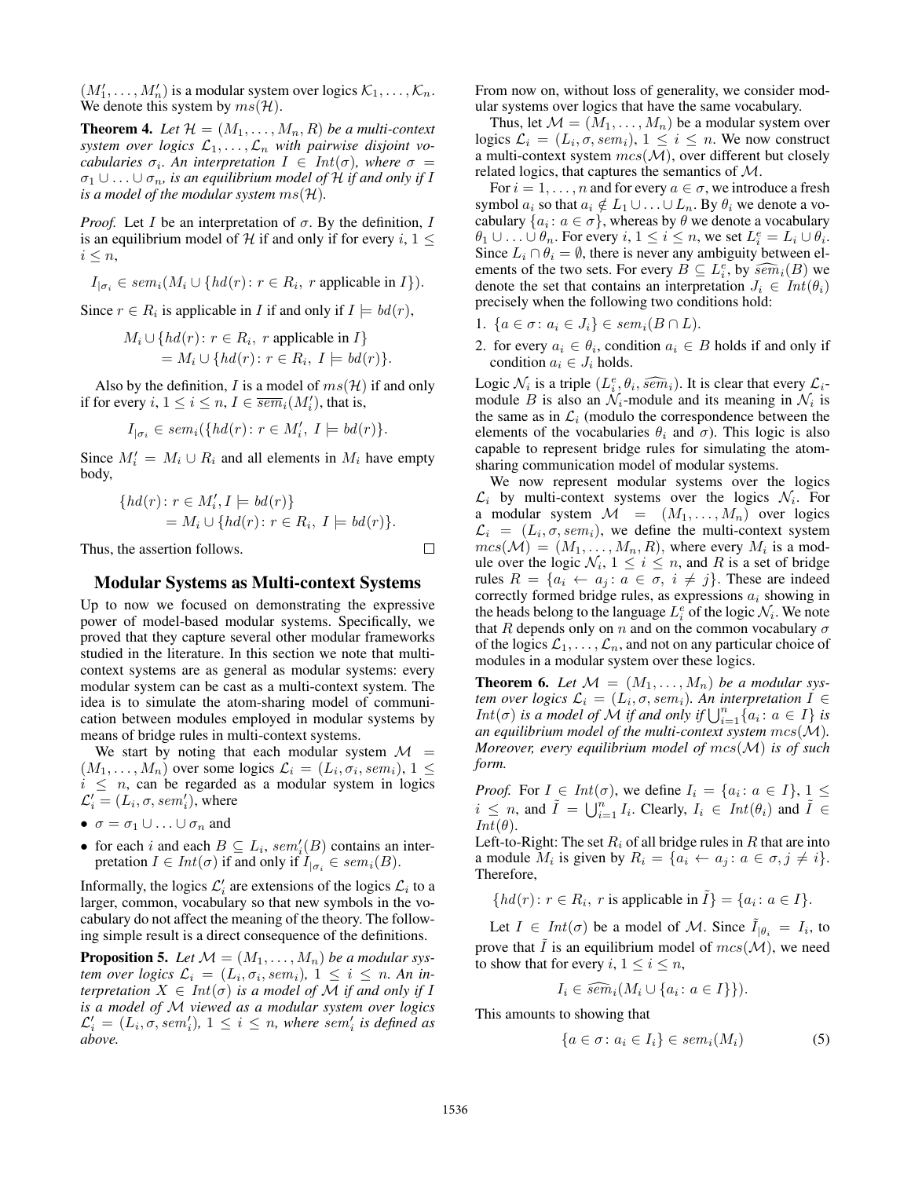$(M'_1, \ldots, M'_n)$ is a modular system over logics $\mathcal{K}_1, \ldots, \mathcal{K}_n$. We denote this system by $ms(\mathcal{H})$.

**Theorem 4.** *Let $\mathcal{H} = (M_1, \ldots, M_n, R)$ be a multi-context system over logics $\mathcal{L}_1, \ldots, \mathcal{L}_n$ with pairwise disjoint vocabularies $\sigma_i$. An interpretation $I \in Int(\sigma)$, where $\sigma = \sigma_1 \cup \ldots \cup \sigma_n$, is an equilibrium model of $\mathcal{H}$ if and only if $I$ is a model of the modular system $ms(\mathcal{H})$.*

*Proof.* Let $I$ be an interpretation of $\sigma$. By the definition, $I$ is an equilibrium model of $\mathcal{H}$ if and only if for every $i$, $1 \leq i \leq n$,

$$I_{|\sigma_i} \in sem_i(M_i \cup \{hd(r) \colon r \in R_i,\ r \text{ applicable in } I\}).$$

Since $r \in R_i$ is applicable in $I$ if and only if $I \models bd(r)$,

$$M_i \cup \{hd(r) \colon r \in R_i,\ r \text{ applicable in } I\} = M_i \cup \{hd(r) \colon r \in R_i,\ I \models bd(r)\}.$$

Also by the definition, $I$ is a model of $ms(\mathcal{H})$ if and only if for every $i$, $1 \leq i \leq n$, $I \in \overline{sem}_i(M'_i)$, that is,

$$I_{|\sigma_i} \in sem_i(\{hd(r) \colon r \in M'_i,\ I \models bd(r)\}.$$

Since $M'_i = M_i \cup R_i$ and all elements in $M_i$ have empty body,

$$\{hd(r) \colon r \in M'_i, I \models bd(r)\} = M_i \cup \{hd(r) \colon r \in R_i,\ I \models bd(r)\}.$$

Thus, the assertion follows. ☐

## Modular Systems as Multi-context Systems

Up to now we focused on demonstrating the expressive power of model-based modular systems. Specifically, we proved that they capture several other modular frameworks studied in the literature. In this section we note that multi-context systems are as general as modular systems: every modular system can be cast as a multi-context system. The idea is to simulate the atom-sharing model of communication between modules employed in modular systems by means of bridge rules in multi-context systems.

We start by noting that each modular system $\mathcal{M} = (M_1, \ldots, M_n)$ over some logics $\mathcal{L}_i = (L_i, \sigma_i, sem_i)$, $1 \leq i \leq n$, can be regarded as a modular system in logics $\mathcal{L}'_i = (L_i, \sigma, sem'_i)$, where

- $\sigma = \sigma_1 \cup \ldots \cup \sigma_n$ and
- for each $i$ and each $B \subseteq L_i$, $sem'_i(B)$ contains an interpretation $I \in Int(\sigma)$ if and only if $I_{|\sigma_i} \in sem_i(B)$.

Informally, the logics $\mathcal{L}'_i$ are extensions of the logics $\mathcal{L}_i$ to a larger, common, vocabulary so that new symbols in the vocabulary do not affect the meaning of the theory. The following simple result is a direct consequence of the definitions.

**Proposition 5.** *Let $\mathcal{M} = (M_1, \ldots, M_n)$ be a modular system over logics $\mathcal{L}_i = (L_i, \sigma_i, sem_i)$, $1 \leq i \leq n$. An interpretation $X \in Int(\sigma)$ is a model of $\mathcal{M}$ if and only if $I$ is a model of $\mathcal{M}$ viewed as a modular system over logics $\mathcal{L}'_i = (L_i, \sigma, sem'_i)$, $1 \leq i \leq n$, where $sem'_i$ is defined as above.*

From now on, without loss of generality, we consider modular systems over logics that have the same vocabulary.

Thus, let $\mathcal{M} = (M_1, \ldots, M_n)$ be a modular system over logics $\mathcal{L}_i = (L_i, \sigma, sem_i)$, $1 \leq i \leq n$. We now construct a multi-context system $mcs(\mathcal{M})$, over different but closely related logics, that captures the semantics of $\mathcal{M}$.

For $i = 1, \ldots, n$ and for every $a \in \sigma$, we introduce a fresh symbol $a_i$ so that $a_i \notin L_1 \cup \ldots \cup L_n$. By $\theta_i$ we denote a vocabulary $\{a_i \colon a \in \sigma\}$, whereas by $\theta$ we denote a vocabulary $\theta_1 \cup \ldots \cup \theta_n$. For every $i$, $1 \leq i \leq n$, we set $L^e_i = L_i \cup \theta_i$. Since $L_i \cap \theta_i = \emptyset$, there is never any ambiguity between elements of the two sets. For every $B \subseteq L^e_i$, by $\widehat{sem}_i(B)$ we denote the set that contains an interpretation $J_i \in Int(\theta_i)$ precisely when the following two conditions hold:

1. $\{a \in \sigma \colon a_i \in J_i\} \in sem_i(B \cap L)$.
2. for every $a_i \in \theta_i$, condition $a_i \in B$ holds if and only if condition $a_i \in J_i$ holds.

Logic $\mathcal{N}_i$ is a triple $(L^e_i, \theta_i, \widehat{sem}_i)$. It is clear that every $\mathcal{L}_i$-module $B$ is also an $\mathcal{N}_i$-module and its meaning in $\mathcal{N}_i$ is the same as in $\mathcal{L}_i$ (modulo the correspondence between the elements of the vocabularies $\theta_i$ and $\sigma$). This logic is also capable to represent bridge rules for simulating the atom-sharing communication model of modular systems.

We now represent modular systems over the logics $\mathcal{L}_i$ by multi-context systems over the logics $\mathcal{N}_i$. For a modular system $\mathcal{M} = (M_1, \ldots, M_n)$ over logics $\mathcal{L}_i = (L_i, \sigma, sem_i)$, we define the multi-context system $mcs(\mathcal{M}) = (M_1, \ldots, M_n, R)$, where every $M_i$ is a module over the logic $\mathcal{N}_i$, $1 \leq i \leq n$, and $R$ is a set of bridge rules $R = \{a_i \leftarrow a_j \colon a \in \sigma,\ i \neq j\}$. These are indeed correctly formed bridge rules, as expressions $a_i$ showing in the heads belong to the language $L^e_i$ of the logic $\mathcal{N}_i$. We note that $R$ depends only on $n$ and on the common vocabulary $\sigma$ of the logics $\mathcal{L}_1, \ldots, \mathcal{L}_n$, and not on any particular choice of modules in a modular system over these logics.

**Theorem 6.** *Let $\mathcal{M} = (M_1, \ldots, M_n)$ be a modular system over logics $\mathcal{L}_i = (L_i, \sigma, sem_i)$. An interpretation $I \in Int(\sigma)$ is a model of $\mathcal{M}$ if and only if $\bigcup_{i=1}^{n} \{a_i \colon a \in I\}$ is an equilibrium model of the multi-context system $mcs(\mathcal{M})$. Moreover, every equilibrium model of $mcs(\mathcal{M})$ is of such form.*

*Proof.* For $I \in Int(\sigma)$, we define $I_i = \{a_i \colon a \in I\}$, $1 \leq i \leq n$, and $\tilde{I} = \bigcup_{i=1}^{n} I_i$. Clearly, $I_i \in Int(\theta_i)$ and $\tilde{I} \in Int(\theta)$.

Left-to-Right: The set $R_i$ of all bridge rules in $R$ that are into a module $M_i$ is given by $R_i = \{a_i \leftarrow a_j \colon a \in \sigma, j \neq i\}$. Therefore,

$$\{hd(r) \colon r \in R_i,\ r \text{ is applicable in } \tilde{I}\} = \{a_i \colon a \in I\}.$$

Let $I \in Int(\sigma)$ be a model of $\mathcal{M}$. Since $\tilde{I}_{|\theta_i} = I_i$, to prove that $\tilde{I}$ is an equilibrium model of $mcs(\mathcal{M})$, we need to show that for every $i$, $1 \leq i \leq n$,

$$I_i \in \widehat{sem}_i(M_i \cup \{a_i \colon a \in I\}\}).$$

This amounts to showing that

$$\{a \in \sigma \colon a_i \in I_i\} \in sem_i(M_i) \tag{5}$$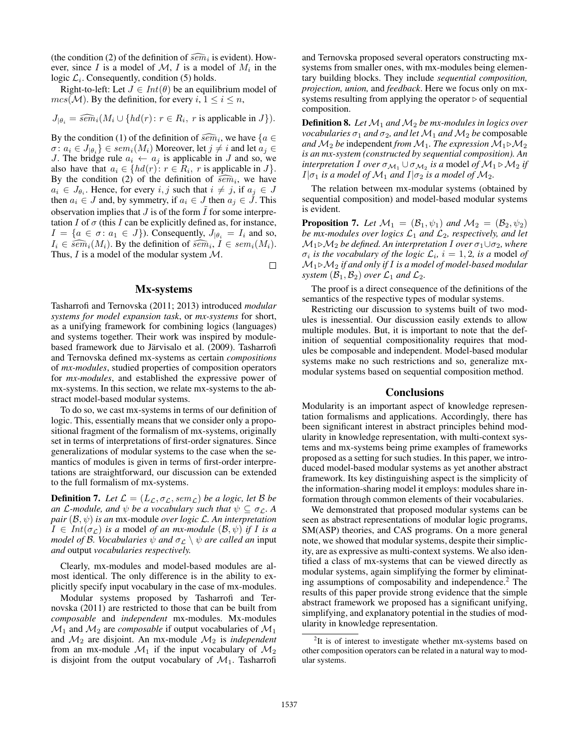(the condition (2) of the definition of $\widehat{sem}_i$ is evident). However, since $I$ is a model of $\mathcal{M}$, $I$ is a model of $M_i$ in the logic $\mathcal{L}_i$. Consequently, condition (5) holds.

Right-to-left: Let $J \in Int(\theta)$ be an equilibrium model of $mcs(\mathcal{M})$. By the definition, for every $i$, $1 \leq i \leq n$,

$$J_{|\theta_i} = \widehat{sem}_i(M_i \cup \{hd(r) \colon r \in R_i,\ r \text{ is applicable in } J\}).$$

By the condition (1) of the definition of $\widehat{sem}_i$, we have $\{a \in \sigma \colon a_i \in J_{|\theta_i}\} \in sem_i(M_i)$ Moreover, let $j \neq i$ and let $a_j \in J$. The bridge rule $a_i \leftarrow a_j$ is applicable in $J$ and so, we also have that $a_i \in \{hd(r) \colon r \in R_i,\ r \text{ is applicable in } J\}$. By the condition (2) of the definition of $\widehat{sem}_i$, we have $a_i \in J_{\theta_i}$. Hence, for every $i, j$ such that $i \neq j$, if $a_j \in J$ then $a_i \in J$ and, by symmetry, if $a_i \in J$ then $a_j \in J$. This observation implies that $J$ is of the form $\tilde{I}$ for some interpretation $I$ of $\sigma$ (this $I$ can be explicitly defined as, for instance, $I = \{a \in \sigma \colon a_1 \in J\}$). Consequently, $J_{|\theta_i} = I_i$ and so, $I_i \in \widehat{sem}_i(M_i)$. By the definition of $\widehat{sem}_i$, $I \in sem_i(M_i)$. Thus, $I$ is a model of the modular system $\mathcal{M}$. □

## Mx-systems

Tasharrofi and Ternovska (2011; 2013) introduced *modular systems for model expansion task*, or *mx-systems* for short, as a unifying framework for combining logics (languages) and systems together. Their work was inspired by module-based framework due to Järvisalo et al. (2009). Tasharrofi and Ternovska defined mx-systems as certain *compositions* of *mx-modules*, studied properties of composition operators for *mx-modules*, and established the expressive power of mx-systems. In this section, we relate mx-systems to the abstract model-based modular systems.

To do so, we cast mx-systems in terms of our definition of logic. This, essentially means that we consider only a propositional fragment of the formalism of mx-systems, originally set in terms of interpretations of first-order signatures. Since generalizations of modular systems to the case when the semantics of modules is given in terms of first-order interpretations are straightforward, our discussion can be extended to the full formalism of mx-systems.

**Definition 7.** *Let $\mathcal{L} = (L_{\mathcal{L}}, \sigma_{\mathcal{L}}, sem_{\mathcal{L}})$ be a logic, let $\mathcal{B}$ be an $\mathcal{L}$-module, and $\psi$ be a vocabulary such that $\psi \subseteq \sigma_{\mathcal{L}}$. A pair $(\mathcal{B}, \psi)$ is an* mx-module *over logic $\mathcal{L}$. An interpretation $I \in Int(\sigma_{\mathcal{L}})$ is a* model *of an mx-module $(\mathcal{B}, \psi)$ if $I$ is a model of $\mathcal{B}$. Vocabularies $\psi$ and $\sigma_{\mathcal{L}} \setminus \psi$ are called an* input *and* output *vocabularies respectively.*

Clearly, mx-modules and model-based modules are almost identical. The only difference is in the ability to explicitly specify input vocabulary in the case of mx-modules.

Modular systems proposed by Tasharrofi and Ternovska (2011) are restricted to those that can be built from *composable* and *independent* mx-modules. Mx-modules $\mathcal{M}_1$ and $\mathcal{M}_2$ are *composable* if output vocabularies of $\mathcal{M}_1$ and $\mathcal{M}_2$ are disjoint. An mx-module $\mathcal{M}_2$ is *independent* from an mx-module $\mathcal{M}_1$ if the input vocabulary of $\mathcal{M}_2$ is disjoint from the output vocabulary of $\mathcal{M}_1$. Tasharrofi and Ternovska proposed several operators constructing mx-systems from smaller ones, with mx-modules being elementary building blocks. They include *sequential composition, projection, union,* and *feedback*. Here we focus only on mx-systems resulting from applying the operator $\triangleright$ of sequential composition.

**Definition 8.** *Let $\mathcal{M}_1$ and $\mathcal{M}_2$ be mx-modules in logics over vocabularies $\sigma_1$ and $\sigma_2$, and let $\mathcal{M}_1$ and $\mathcal{M}_2$ be* composable *and $\mathcal{M}_2$ be* independent *from $\mathcal{M}_1$. The expression $\mathcal{M}_1 \triangleright \mathcal{M}_2$ is an mx-system (constructed by sequential composition). An interpretation $I$ over $\sigma_{\mathcal{M}_1} \cup \sigma_{\mathcal{M}_2}$ is a* model *of $\mathcal{M}_1 \triangleright \mathcal{M}_2$ if $I|\sigma_1$ is a model of $\mathcal{M}_1$ and $I|\sigma_2$ is a model of $\mathcal{M}_2$.*

The relation between mx-modular systems (obtained by sequential composition) and model-based modular systems is evident.

**Proposition 7.** *Let $\mathcal{M}_1 = (\mathcal{B}_1, \psi_1)$ and $\mathcal{M}_2 = (\mathcal{B}_2, \psi_2)$ be mx-modules over logics $\mathcal{L}_1$ and $\mathcal{L}_2$, respectively, and let $\mathcal{M}_1 \triangleright \mathcal{M}_2$ be defined. An interpretation $I$ over $\sigma_1 \cup \sigma_2$, where $\sigma_i$ is the vocabulary of the logic $\mathcal{L}_i$, $i = 1, 2$, is a* model *of $\mathcal{M}_1 \triangleright \mathcal{M}_2$ if and only if $I$ is a model of model-based modular system $(\mathcal{B}_1, \mathcal{B}_2)$ over $\mathcal{L}_1$ and $\mathcal{L}_2$.*

The proof is a direct consequence of the definitions of the semantics of the respective types of modular systems.

Restricting our discussion to systems built of two modules is inessential. Our discussion easily extends to allow multiple modules. But, it is important to note that the definition of sequential compositionality requires that modules be composable and independent. Model-based modular systems make no such restrictions and so, generalize mx-modular systems based on sequential composition method.

## Conclusions

Modularity is an important aspect of knowledge representation formalisms and applications. Accordingly, there has been significant interest in abstract principles behind modularity in knowledge representation, with multi-context systems and mx-systems being prime examples of frameworks proposed as a setting for such studies. In this paper, we introduced model-based modular systems as yet another abstract framework. Its key distinguishing aspect is the simplicity of the information-sharing model it employs: modules share information through common elements of their vocabularies.

We demonstrated that proposed modular systems can be seen as abstract representations of modular logic programs, SM(ASP) theories, and CAS programs. On a more general note, we showed that modular systems, despite their simplicity, are as expressive as multi-context systems. We also identified a class of mx-systems that can be viewed directly as modular systems, again simplifying the former by eliminating assumptions of composability and independence.[2] The results of this paper provide strong evidence that the simple abstract framework we proposed has a significant unifying, simplifying, and explanatory potential in the studies of modularity in knowledge representation.

[2] It is of interest to investigate whether mx-systems based on other composition operators can be related in a natural way to modular systems.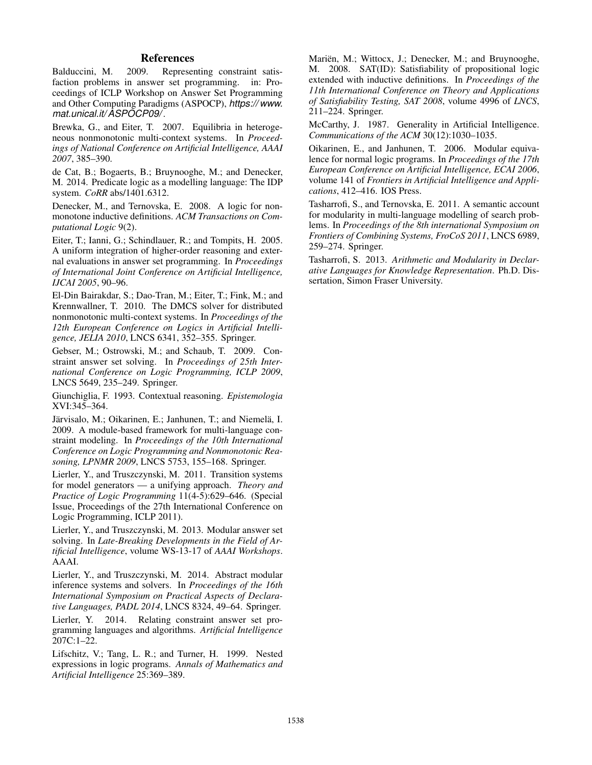## References

Balduccini, M. 2009. Representing constraint satisfaction problems in answer set programming. in: Proceedings of ICLP Workshop on Answer Set Programming and Other Computing Paradigms (ASPOCP), *https://www.mat.unical.it/ASPOCP09/*.

Brewka, G., and Eiter, T. 2007. Equilibria in heterogeneous nonmonotonic multi-context systems. In *Proceedings of National Conference on Artificial Intelligence, AAAI 2007*, 385–390.

de Cat, B.; Bogaerts, B.; Bruynooghe, M.; and Denecker, M. 2014. Predicate logic as a modelling language: The IDP system. *CoRR* abs/1401.6312.

Denecker, M., and Ternovska, E. 2008. A logic for nonmonotone inductive definitions. *ACM Transactions on Computational Logic* 9(2).

Eiter, T.; Ianni, G.; Schindlauer, R.; and Tompits, H. 2005. A uniform integration of higher-order reasoning and external evaluations in answer set programming. In *Proceedings of International Joint Conference on Artificial Intelligence, IJCAI 2005*, 90–96.

El-Din Bairakdar, S.; Dao-Tran, M.; Eiter, T.; Fink, M.; and Krennwallner, T. 2010. The DMCS solver for distributed nonmonotonic multi-context systems. In *Proceedings of the 12th European Conference on Logics in Artificial Intelligence, JELIA 2010*, LNCS 6341, 352–355. Springer.

Gebser, M.; Ostrowski, M.; and Schaub, T. 2009. Constraint answer set solving. In *Proceedings of 25th International Conference on Logic Programming, ICLP 2009*, LNCS 5649, 235–249. Springer.

Giunchiglia, F. 1993. Contextual reasoning. *Epistemologia* XVI:345–364.

Järvisalo, M.; Oikarinen, E.; Janhunen, T.; and Niemelä, I. 2009. A module-based framework for multi-language constraint modeling. In *Proceedings of the 10th International Conference on Logic Programming and Nonmonotonic Reasoning, LPNMR 2009*, LNCS 5753, 155–168. Springer.

Lierler, Y., and Truszczynski, M. 2011. Transition systems for model generators — a unifying approach. *Theory and Practice of Logic Programming* 11(4-5):629–646. (Special Issue, Proceedings of the 27th International Conference on Logic Programming, ICLP 2011).

Lierler, Y., and Truszczynski, M. 2013. Modular answer set solving. In *Late-Breaking Developments in the Field of Artificial Intelligence*, volume WS-13-17 of *AAAI Workshops*. AAAI.

Lierler, Y., and Truszczynski, M. 2014. Abstract modular inference systems and solvers. In *Proceedings of the 16th International Symposium on Practical Aspects of Declarative Languages, PADL 2014*, LNCS 8324, 49–64. Springer.

Lierler, Y. 2014. Relating constraint answer set programming languages and algorithms. *Artificial Intelligence* 207C:1–22.

Lifschitz, V.; Tang, L. R.; and Turner, H. 1999. Nested expressions in logic programs. *Annals of Mathematics and Artificial Intelligence* 25:369–389.

Mariën, M.; Wittocx, J.; Denecker, M.; and Bruynooghe, M. 2008. SAT(ID): Satisfiability of propositional logic extended with inductive definitions. In *Proceedings of the 11th International Conference on Theory and Applications of Satisfiability Testing, SAT 2008*, volume 4996 of *LNCS*, 211–224. Springer.

McCarthy, J. 1987. Generality in Artificial Intelligence. *Communications of the ACM* 30(12):1030–1035.

Oikarinen, E., and Janhunen, T. 2006. Modular equivalence for normal logic programs. In *Proceedings of the 17th European Conference on Artificial Intelligence, ECAI 2006*, volume 141 of *Frontiers in Artificial Intelligence and Applications*, 412–416. IOS Press.

Tasharrofi, S., and Ternovska, E. 2011. A semantic account for modularity in multi-language modelling of search problems. In *Proceedings of the 8th international Symposium on Frontiers of Combining Systems, FroCoS 2011*, LNCS 6989, 259–274. Springer.

Tasharrofi, S. 2013. *Arithmetic and Modularity in Declarative Languages for Knowledge Representation*. Ph.D. Dissertation, Simon Fraser University.